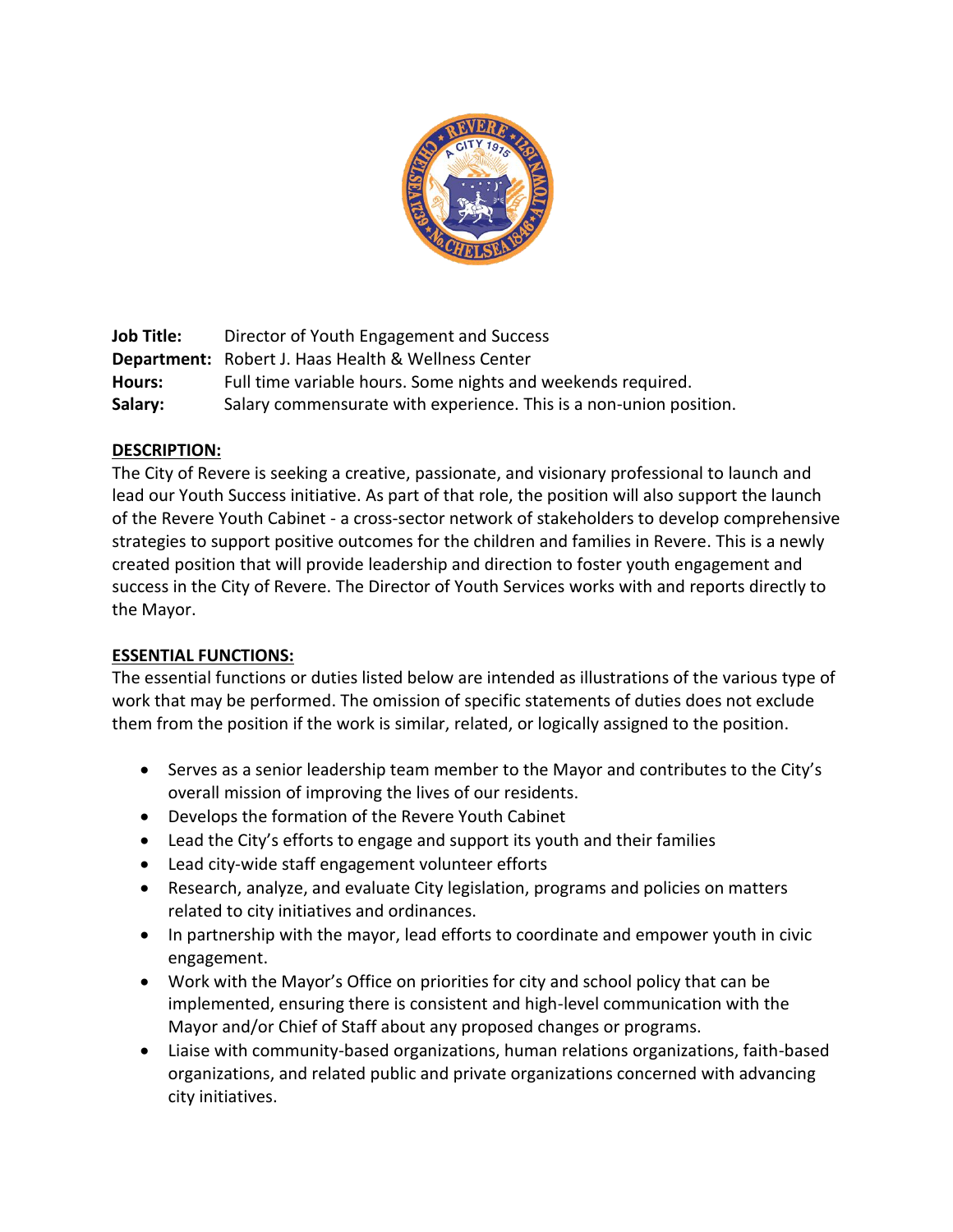**Job Title:** Director of Youth Engagement and Success
**Department:** Robert J. Haas Health & Wellness Center
**Hours:** Full time variable hours. Some nights and weekends required.
**Salary:** Salary commensurate with experience. This is a non-union position.

## DESCRIPTION:

The City of Revere is seeking a creative, passionate, and visionary professional to launch and lead our Youth Success initiative. As part of that role, the position will also support the launch of the Revere Youth Cabinet - a cross-sector network of stakeholders to develop comprehensive strategies to support positive outcomes for the children and families in Revere. This is a newly created position that will provide leadership and direction to foster youth engagement and success in the City of Revere. The Director of Youth Services works with and reports directly to the Mayor.

## ESSENTIAL FUNCTIONS:

The essential functions or duties listed below are intended as illustrations of the various type of work that may be performed. The omission of specific statements of duties does not exclude them from the position if the work is similar, related, or logically assigned to the position.

- Serves as a senior leadership team member to the Mayor and contributes to the City's overall mission of improving the lives of our residents.
- Develops the formation of the Revere Youth Cabinet
- Lead the City's efforts to engage and support its youth and their families
- Lead city-wide staff engagement volunteer efforts
- Research, analyze, and evaluate City legislation, programs and policies on matters related to city initiatives and ordinances.
- In partnership with the mayor, lead efforts to coordinate and empower youth in civic engagement.
- Work with the Mayor's Office on priorities for city and school policy that can be implemented, ensuring there is consistent and high-level communication with the Mayor and/or Chief of Staff about any proposed changes or programs.
- Liaise with community-based organizations, human relations organizations, faith-based organizations, and related public and private organizations concerned with advancing city initiatives.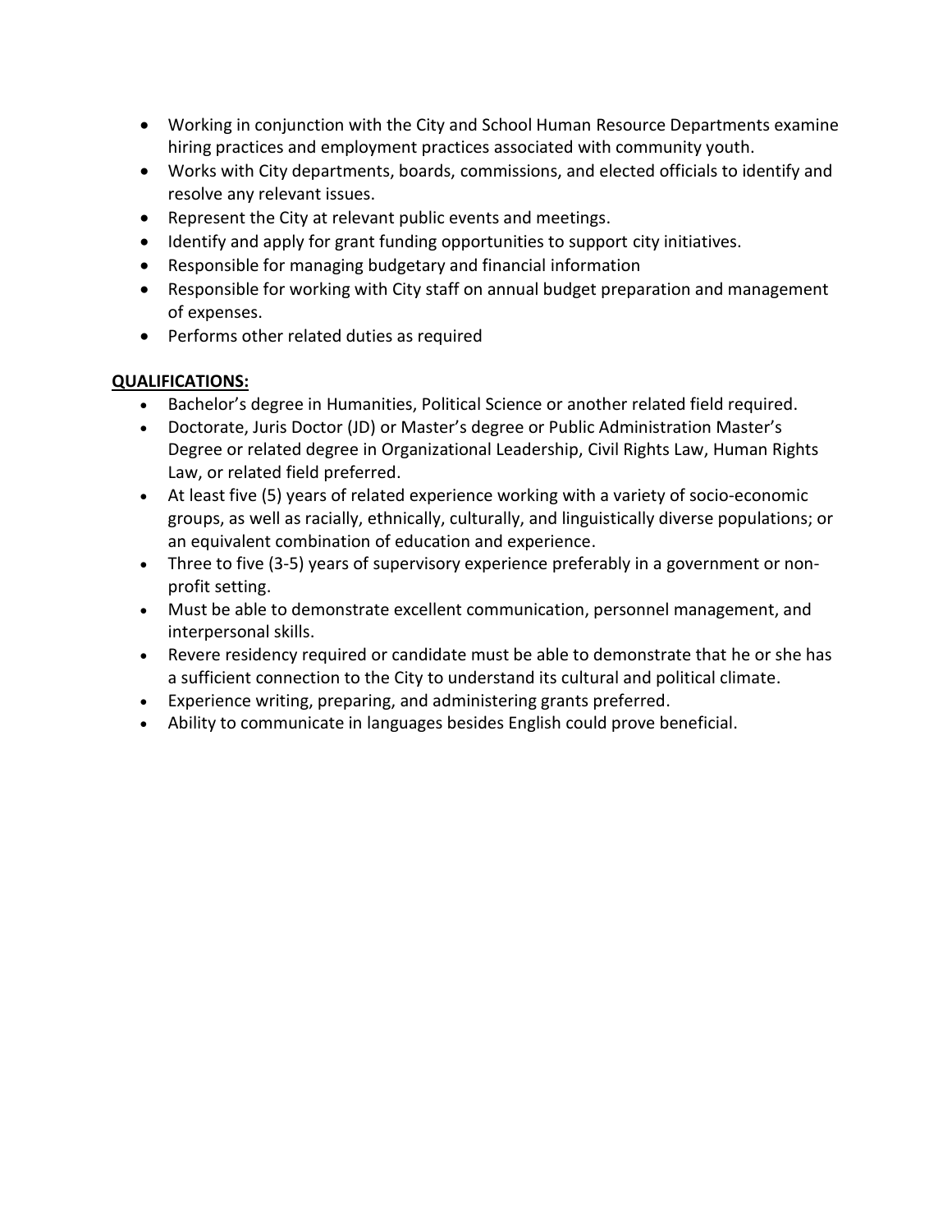- Working in conjunction with the City and School Human Resource Departments examine hiring practices and employment practices associated with community youth.
- Works with City departments, boards, commissions, and elected officials to identify and resolve any relevant issues.
- Represent the City at relevant public events and meetings.
- Identify and apply for grant funding opportunities to support city initiatives.
- Responsible for managing budgetary and financial information
- Responsible for working with City staff on annual budget preparation and management of expenses.
- Performs other related duties as required

**QUALIFICATIONS:**

- Bachelor's degree in Humanities, Political Science or another related field required.
- Doctorate, Juris Doctor (JD) or Master's degree or Public Administration Master's Degree or related degree in Organizational Leadership, Civil Rights Law, Human Rights Law, or related field preferred.
- At least five (5) years of related experience working with a variety of socio-economic groups, as well as racially, ethnically, culturally, and linguistically diverse populations; or an equivalent combination of education and experience.
- Three to five (3-5) years of supervisory experience preferably in a government or non-profit setting.
- Must be able to demonstrate excellent communication, personnel management, and interpersonal skills.
- Revere residency required or candidate must be able to demonstrate that he or she has a sufficient connection to the City to understand its cultural and political climate.
- Experience writing, preparing, and administering grants preferred.
- Ability to communicate in languages besides English could prove beneficial.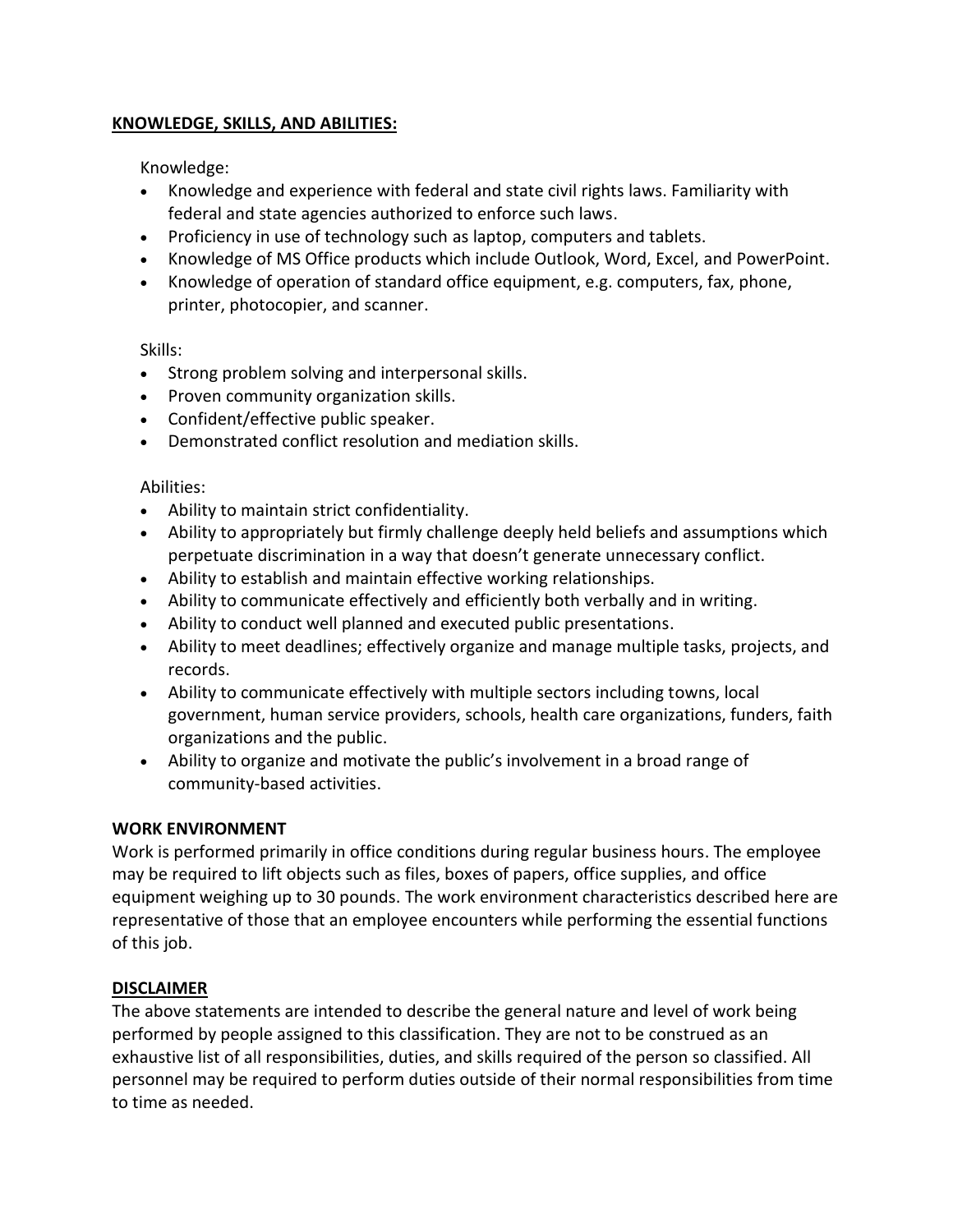## KNOWLEDGE, SKILLS, AND ABILITIES:

Knowledge:

- Knowledge and experience with federal and state civil rights laws. Familiarity with federal and state agencies authorized to enforce such laws.
- Proficiency in use of technology such as laptop, computers and tablets.
- Knowledge of MS Office products which include Outlook, Word, Excel, and PowerPoint.
- Knowledge of operation of standard office equipment, e.g. computers, fax, phone, printer, photocopier, and scanner.

Skills:

- Strong problem solving and interpersonal skills.
- Proven community organization skills.
- Confident/effective public speaker.
- Demonstrated conflict resolution and mediation skills.

Abilities:

- Ability to maintain strict confidentiality.
- Ability to appropriately but firmly challenge deeply held beliefs and assumptions which perpetuate discrimination in a way that doesn't generate unnecessary conflict.
- Ability to establish and maintain effective working relationships.
- Ability to communicate effectively and efficiently both verbally and in writing.
- Ability to conduct well planned and executed public presentations.
- Ability to meet deadlines; effectively organize and manage multiple tasks, projects, and records.
- Ability to communicate effectively with multiple sectors including towns, local government, human service providers, schools, health care organizations, funders, faith organizations and the public.
- Ability to organize and motivate the public's involvement in a broad range of community-based activities.

## WORK ENVIRONMENT

Work is performed primarily in office conditions during regular business hours. The employee may be required to lift objects such as files, boxes of papers, office supplies, and office equipment weighing up to 30 pounds. The work environment characteristics described here are representative of those that an employee encounters while performing the essential functions of this job.

## DISCLAIMER

The above statements are intended to describe the general nature and level of work being performed by people assigned to this classification. They are not to be construed as an exhaustive list of all responsibilities, duties, and skills required of the person so classified. All personnel may be required to perform duties outside of their normal responsibilities from time to time as needed.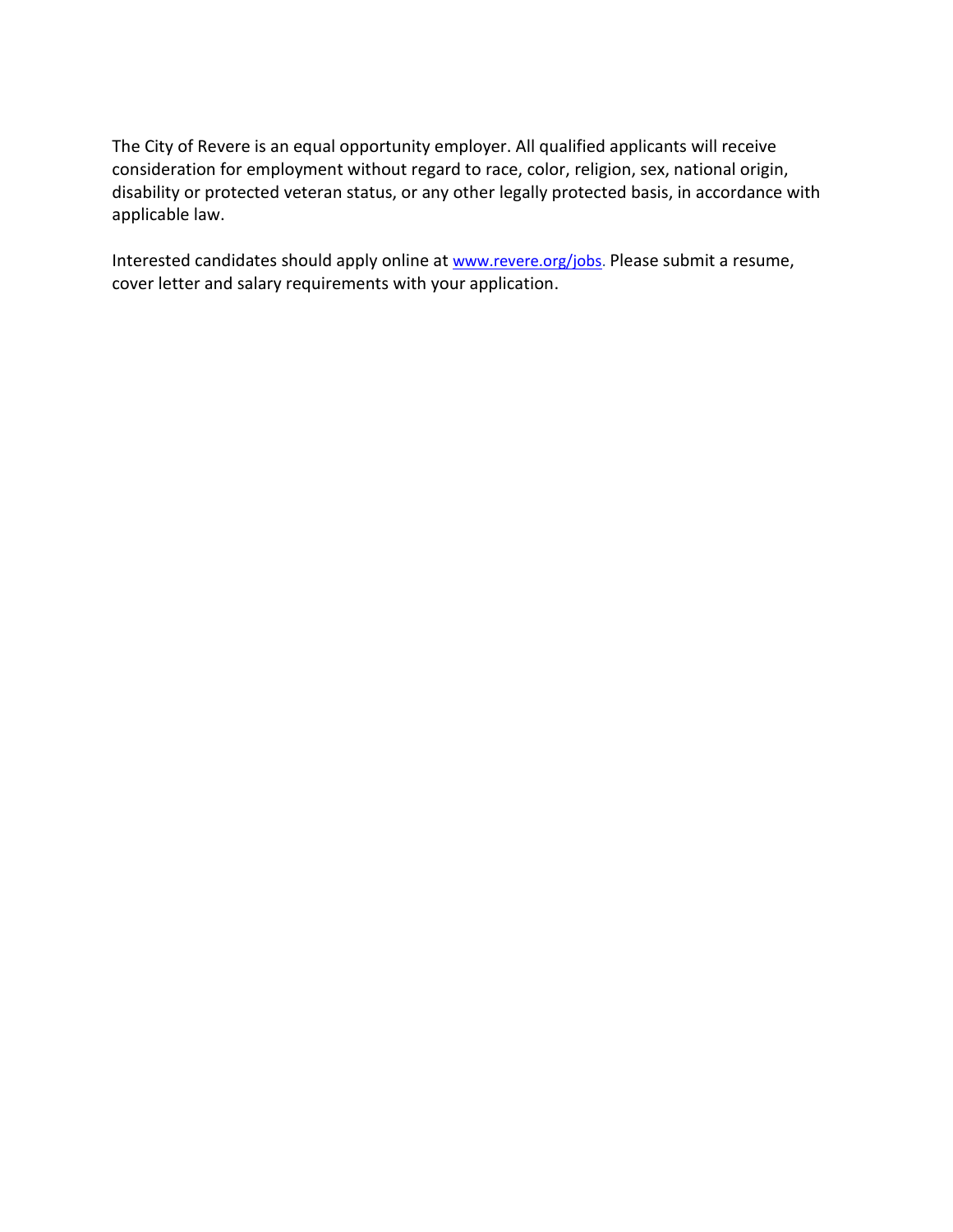The City of Revere is an equal opportunity employer. All qualified applicants will receive consideration for employment without regard to race, color, religion, sex, national origin, disability or protected veteran status, or any other legally protected basis, in accordance with applicable law.

Interested candidates should apply online at [www.revere.org/jobs](www.revere.org/jobs). Please submit a resume, cover letter and salary requirements with your application.